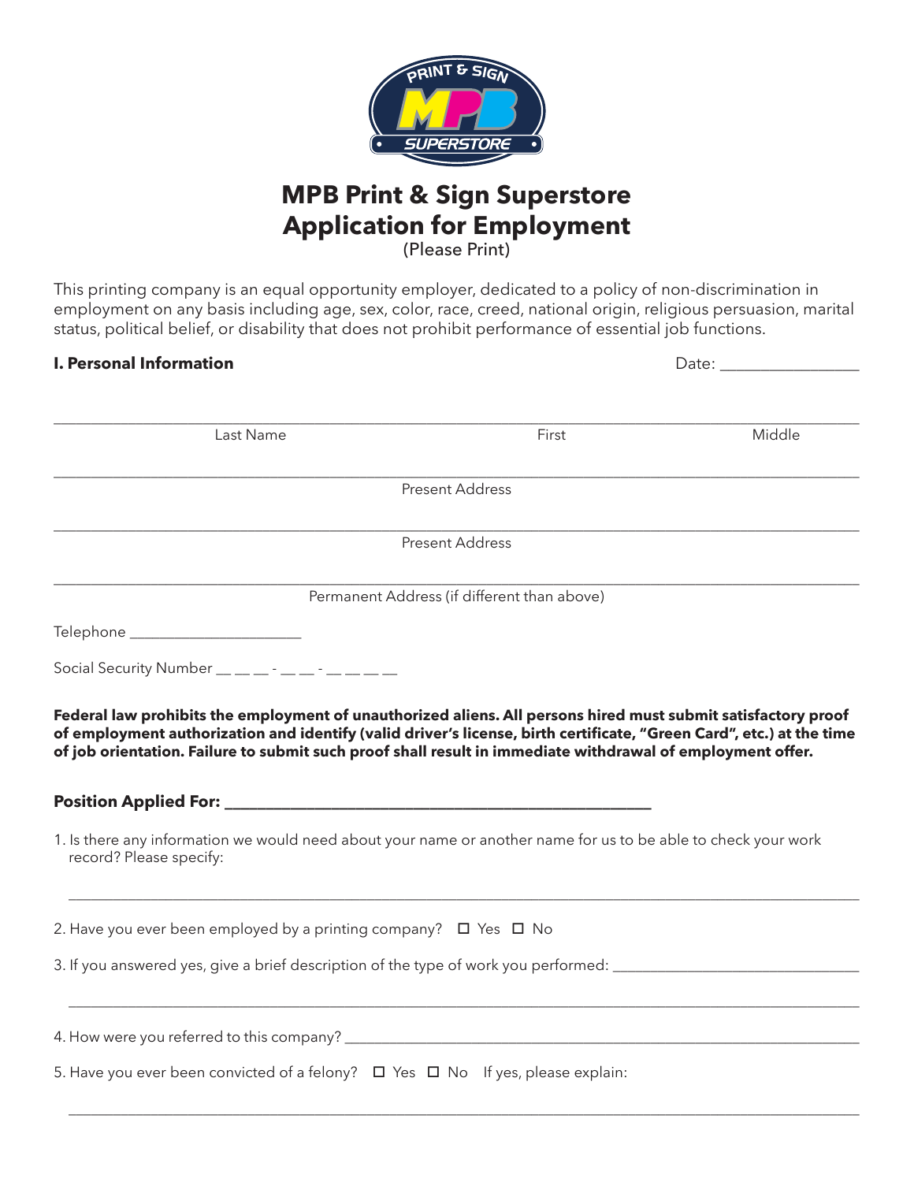# MPB Print & Sign Superstore
# Application for Employment

(Please Print)

This printing company is an equal opportunity employer, dedicated to a policy of non-discrimination in employment on any basis including age, sex, color, race, creed, national origin, religious persuasion, marital status, political belief, or disability that does not prohibit performance of essential job functions.

**I. Personal Information** Date: ________________

______________________________________________________________________

Last Name First Middle

______________________________________________________________________

Present Address

______________________________________________________________________

Present Address

______________________________________________________________________

Permanent Address (if different than above)

Telephone ______________________

Social Security Number __ __ __ - __ __ - __ __ __ __

**Federal law prohibits the employment of unauthorized aliens. All persons hired must submit satisfactory proof of employment authorization and identify (valid driver's license, birth certificate, "Green Card", etc.) at the time of job orientation. Failure to submit such proof shall result in immediate withdrawal of employment offer.**

**Position Applied For: ______________________________________________**

1. Is there any information we would need about your name or another name for us to be able to check your work record? Please specify:

   ______________________________________________________________________

2. Have you ever been employed by a printing company? ☐ Yes ☐ No

3. If you answered yes, give a brief description of the type of work you performed: ______________________

   ______________________________________________________________________

4. How were you referred to this company? ______________________________________________

5. Have you ever been convicted of a felony? ☐ Yes ☐ No If yes, please explain:

   ______________________________________________________________________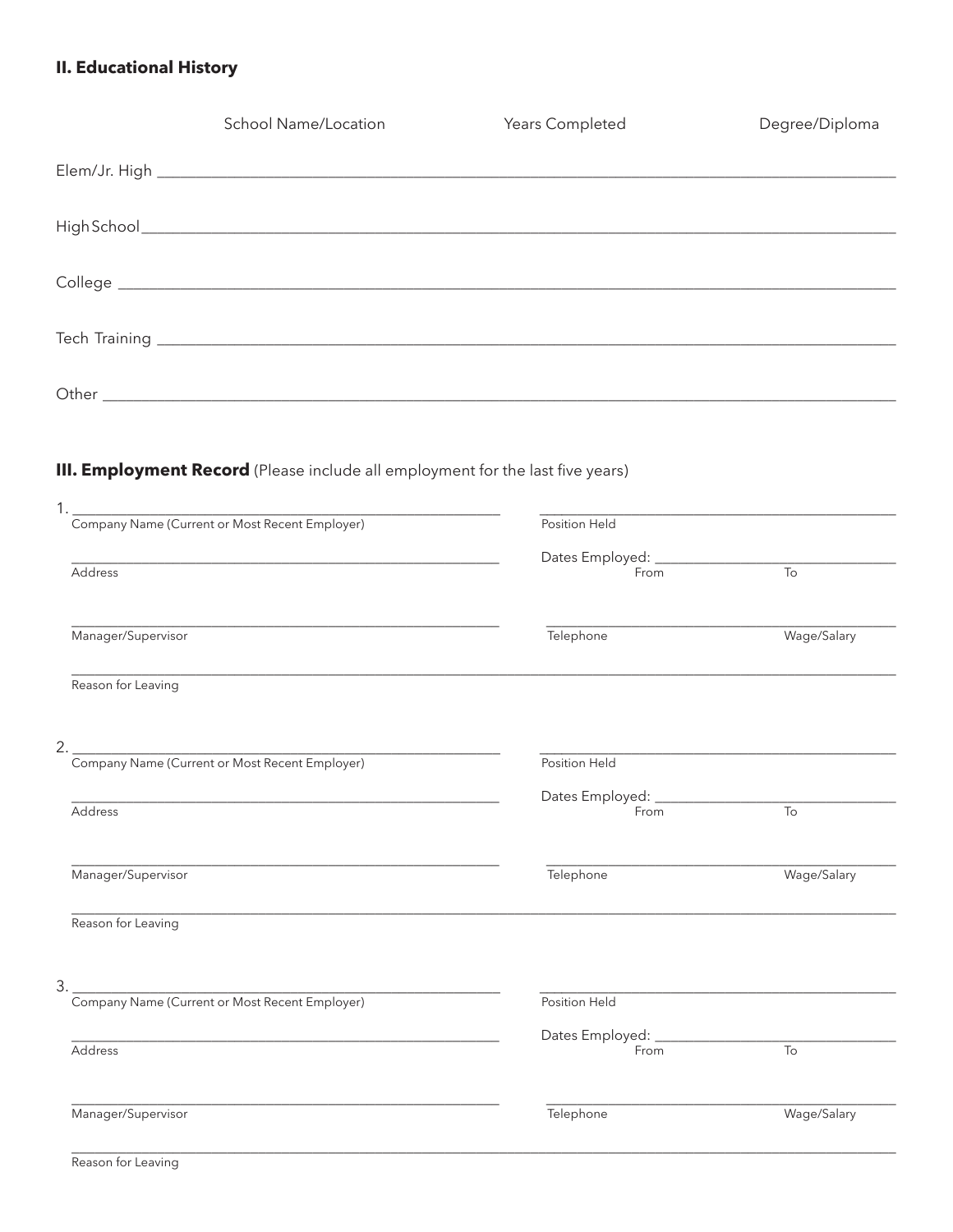## II. Educational History

| | School Name/Location | Years Completed | Degree/Diploma |
| --- | --- | --- | --- |
| Elem/Jr. High | | | |
| High School | | | |
| College | | | |
| Tech Training | | | |
| Other | | | |

## III. Employment Record (Please include all employment for the last five years)

1. ______________________________ Company Name (Current or Most Recent Employer)

______________________________ Position Held

______________________________ Address

Dates Employed: ______________ From ______________ To

______________________________ Manager/Supervisor

______________ Telephone ______________ Wage/Salary

______________________________ Reason for Leaving

2. ______________________________ Company Name (Current or Most Recent Employer)

______________________________ Position Held

______________________________ Address

Dates Employed: ______________ From ______________ To

______________________________ Manager/Supervisor

______________ Telephone ______________ Wage/Salary

______________________________ Reason for Leaving

3. ______________________________ Company Name (Current or Most Recent Employer)

______________________________ Position Held

______________________________ Address

Dates Employed: ______________ From ______________ To

______________________________ Manager/Supervisor

______________ Telephone ______________ Wage/Salary

______________________________ Reason for Leaving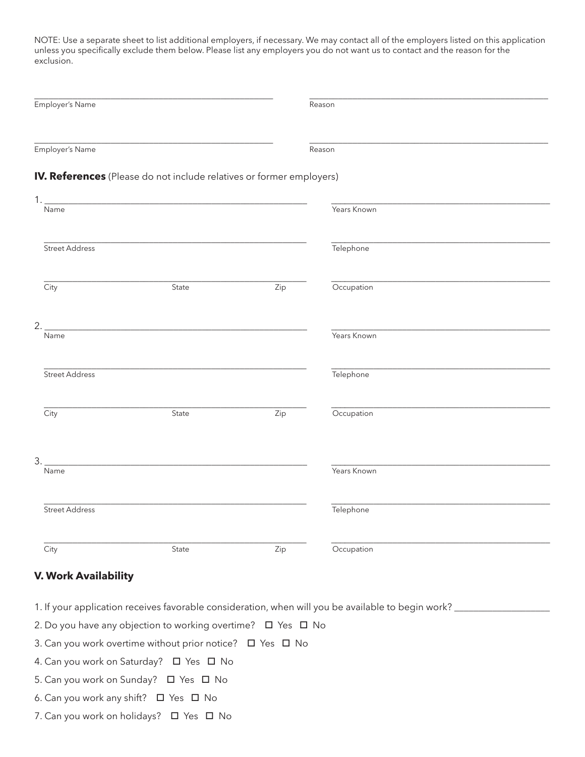NOTE: Use a separate sheet to list additional employers, if necessary. We may contact all of the employers listed on this application unless you specifically exclude them below. Please list any employers you do not want us to contact and the reason for the exclusion.

| Employer's Name | Reason |
|---|---|
| | |
| | |

## IV. References (Please do not include relatives or former employers)

1. Name: ______________________ Years Known: ______________________

   Street Address: ______________________ Telephone: ______________________

   City: __________ State: __________ Zip: __________ Occupation: ______________________

2. Name: ______________________ Years Known: ______________________

   Street Address: ______________________ Telephone: ______________________

   City: __________ State: __________ Zip: __________ Occupation: ______________________

3. Name: ______________________ Years Known: ______________________

   Street Address: ______________________ Telephone: ______________________

   City: __________ State: __________ Zip: __________ Occupation: ______________________

## V. Work Availability

1. If your application receives favorable consideration, when will you be available to begin work? ____________________
2. Do you have any objection to working overtime? ☐ Yes ☐ No
3. Can you work overtime without prior notice? ☐ Yes ☐ No
4. Can you work on Saturday? ☐ Yes ☐ No
5. Can you work on Sunday? ☐ Yes ☐ No
6. Can you work any shift? ☐ Yes ☐ No
7. Can you work on holidays? ☐ Yes ☐ No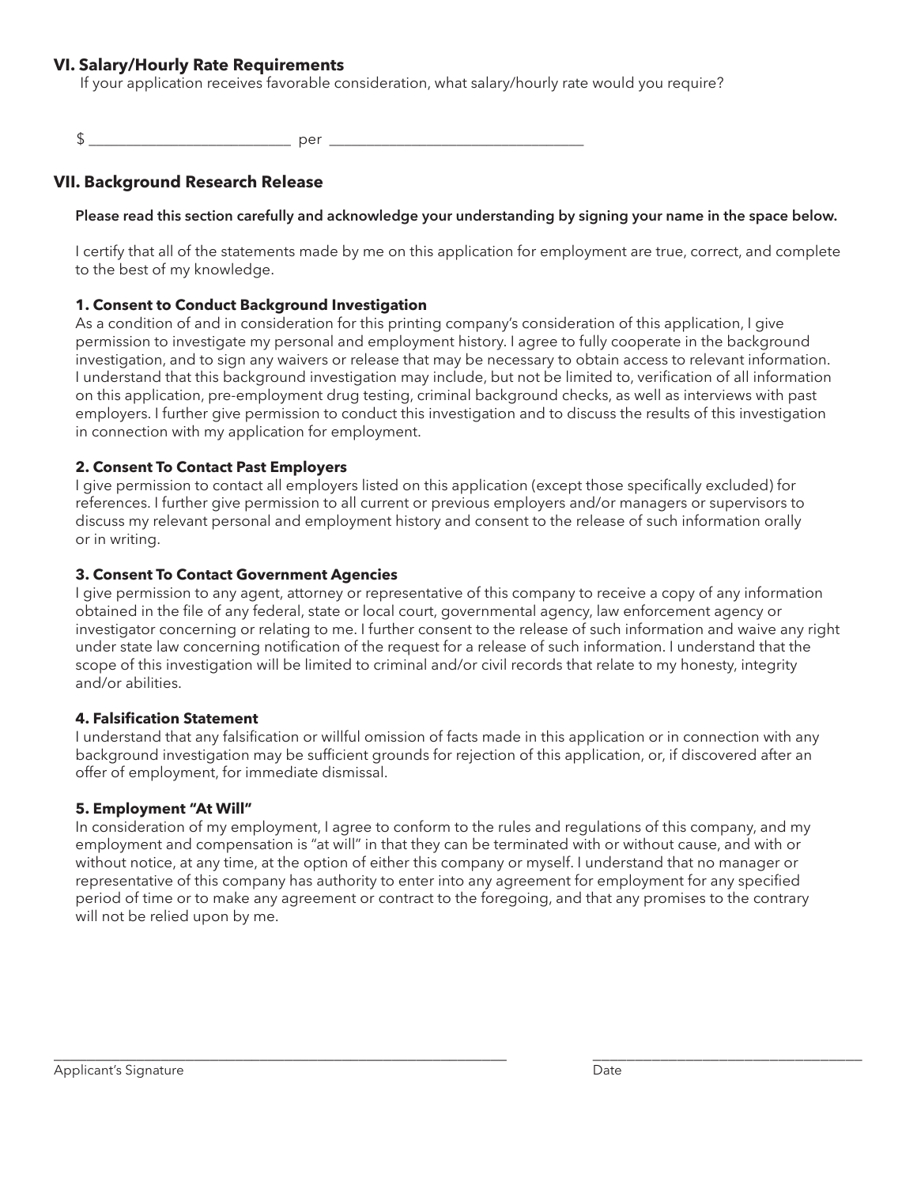## VI. Salary/Hourly Rate Requirements

If your application receives favorable consideration, what salary/hourly rate would you require?

$ ___________________________ per ___________________________________

## VII. Background Research Release

**Please read this section carefully and acknowledge your understanding by signing your name in the space below.**

I certify that all of the statements made by me on this application for employment are true, correct, and complete to the best of my knowledge.

**1. Consent to Conduct Background Investigation**
As a condition of and in consideration for this printing company's consideration of this application, I give permission to investigate my personal and employment history. I agree to fully cooperate in the background investigation, and to sign any waivers or release that may be necessary to obtain access to relevant information. I understand that this background investigation may include, but not be limited to, verification of all information on this application, pre-employment drug testing, criminal background checks, as well as interviews with past employers. I further give permission to conduct this investigation and to discuss the results of this investigation in connection with my application for employment.

**2. Consent To Contact Past Employers**
I give permission to contact all employers listed on this application (except those specifically excluded) for references. I further give permission to all current or previous employers and/or managers or supervisors to discuss my relevant personal and employment history and consent to the release of such information orally or in writing.

**3. Consent To Contact Government Agencies**
I give permission to any agent, attorney or representative of this company to receive a copy of any information obtained in the file of any federal, state or local court, governmental agency, law enforcement agency or investigator concerning or relating to me. I further consent to the release of such information and waive any right under state law concerning notification of the request for a release of such information. I understand that the scope of this investigation will be limited to criminal and/or civil records that relate to my honesty, integrity and/or abilities.

**4. Falsification Statement**
I understand that any falsification or willful omission of facts made in this application or in connection with any background investigation may be sufficient grounds for rejection of this application, or, if discovered after an offer of employment, for immediate dismissal.

**5. Employment "At Will"**
In consideration of my employment, I agree to conform to the rules and regulations of this company, and my employment and compensation is "at will" in that they can be terminated with or without cause, and with or without notice, at any time, at the option of either this company or myself. I understand that no manager or representative of this company has authority to enter into any agreement for employment for any specified period of time or to make any agreement or contract to the foregoing, and that any promises to the contrary will not be relied upon by me.

_________________________________________________________________ Applicant's Signature

______________________________________ Date